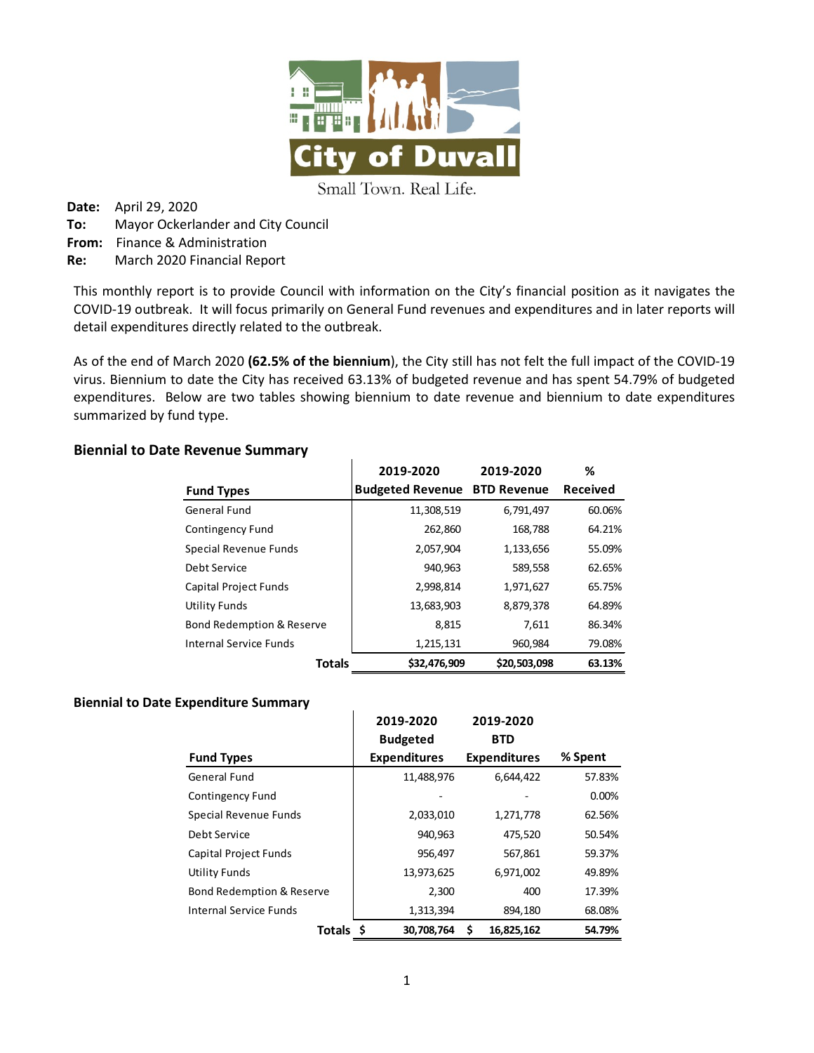City of Duvall

Small Town. Real Life.

**Date:** April 29, 2020
**To:** Mayor Ockerlander and City Council
**From:** Finance & Administration
**Re:** March 2020 Financial Report

This monthly report is to provide Council with information on the City's financial position as it navigates the COVID-19 outbreak. It will focus primarily on General Fund revenues and expenditures and in later reports will detail expenditures directly related to the outbreak.

As of the end of March 2020 **(62.5% of the biennium)**, the City still has not felt the full impact of the COVID-19 virus. Biennium to date the City has received 63.13% of budgeted revenue and has spent 54.79% of budgeted expenditures. Below are two tables showing biennium to date revenue and biennium to date expenditures summarized by fund type.

### Biennial to Date Revenue Summary

| Fund Types | 2019-2020 Budgeted Revenue | 2019-2020 BTD Revenue | % Received |
|---|---|---|---|
| General Fund | 11,308,519 | 6,791,497 | 60.06% |
| Contingency Fund | 262,860 | 168,788 | 64.21% |
| Special Revenue Funds | 2,057,904 | 1,133,656 | 55.09% |
| Debt Service | 940,963 | 589,558 | 62.65% |
| Capital Project Funds | 2,998,814 | 1,971,627 | 65.75% |
| Utility Funds | 13,683,903 | 8,879,378 | 64.89% |
| Bond Redemption & Reserve | 8,815 | 7,611 | 86.34% |
| Internal Service Funds | 1,215,131 | 960,984 | 79.08% |
| **Totals** | **$32,476,909** | **$20,503,098** | **63.13%** |

### Biennial to Date Expenditure Summary

| Fund Types | 2019-2020 Budgeted Expenditures | 2019-2020 BTD Expenditures | % Spent |
|---|---|---|---|
| General Fund | 11,488,976 | 6,644,422 | 57.83% |
| Contingency Fund | - | - | 0.00% |
| Special Revenue Funds | 2,033,010 | 1,271,778 | 62.56% |
| Debt Service | 940,963 | 475,520 | 50.54% |
| Capital Project Funds | 956,497 | 567,861 | 59.37% |
| Utility Funds | 13,973,625 | 6,971,002 | 49.89% |
| Bond Redemption & Reserve | 2,300 | 400 | 17.39% |
| Internal Service Funds | 1,313,394 | 894,180 | 68.08% |
| **Totals** | **$ 30,708,764** | **$ 16,825,162** | **54.79%** |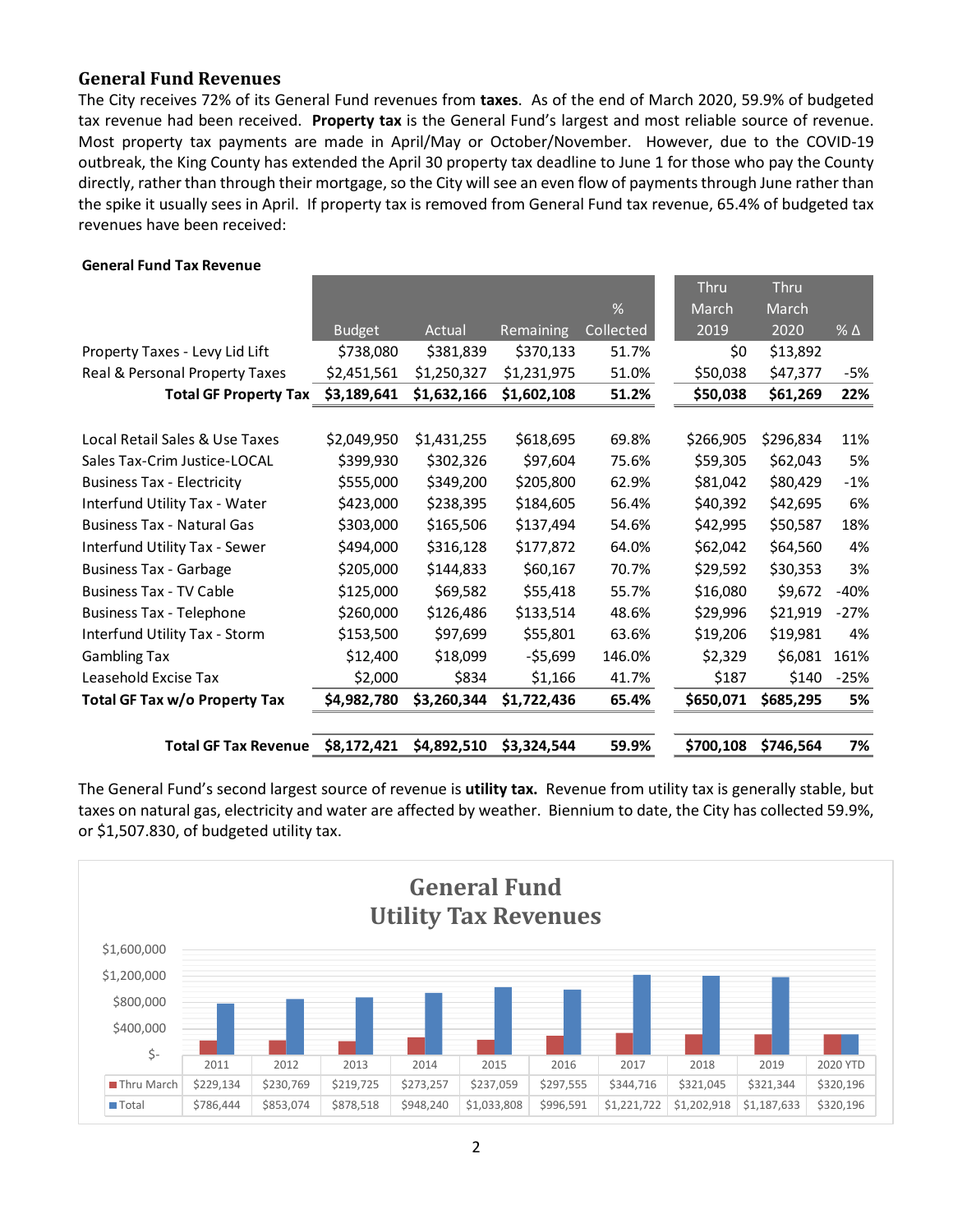## General Fund Revenues

The City receives 72% of its General Fund revenues from **taxes**. As of the end of March 2020, 59.9% of budgeted tax revenue had been received. **Property tax** is the General Fund's largest and most reliable source of revenue. Most property tax payments are made in April/May or October/November. However, due to the COVID-19 outbreak, the King County has extended the April 30 property tax deadline to June 1 for those who pay the County directly, rather than through their mortgage, so the City will see an even flow of payments through June rather than the spike it usually sees in April. If property tax is removed from General Fund tax revenue, 65.4% of budgeted tax revenues have been received:

**General Fund Tax Revenue**

| | Budget | Actual | Remaining | % Collected | Thru March 2019 | Thru March 2020 | % Δ |
|---|---|---|---|---|---|---|---|
| Property Taxes - Levy Lid Lift | $738,080 | $381,839 | $370,133 | 51.7% | $0 | $13,892 | |
| Real & Personal Property Taxes | $2,451,561 | $1,250,327 | $1,231,975 | 51.0% | $50,038 | $47,377 | -5% |
| **Total GF Property Tax** | **$3,189,641** | **$1,632,166** | **$1,602,108** | **51.2%** | **$50,038** | **$61,269** | **22%** |
| | | | | | | | |
| Local Retail Sales & Use Taxes | $2,049,950 | $1,431,255 | $618,695 | 69.8% | $266,905 | $296,834 | 11% |
| Sales Tax-Crim Justice-LOCAL | $399,930 | $302,326 | $97,604 | 75.6% | $59,305 | $62,043 | 5% |
| Business Tax - Electricity | $555,000 | $349,200 | $205,800 | 62.9% | $81,042 | $80,429 | -1% |
| Interfund Utility Tax - Water | $423,000 | $238,395 | $184,605 | 56.4% | $40,392 | $42,695 | 6% |
| Business Tax - Natural Gas | $303,000 | $165,506 | $137,494 | 54.6% | $42,995 | $50,587 | 18% |
| Interfund Utility Tax - Sewer | $494,000 | $316,128 | $177,872 | 64.0% | $62,042 | $64,560 | 4% |
| Business Tax - Garbage | $205,000 | $144,833 | $60,167 | 70.7% | $29,592 | $30,353 | 3% |
| Business Tax - TV Cable | $125,000 | $69,582 | $55,418 | 55.7% | $16,080 | $9,672 | -40% |
| Business Tax - Telephone | $260,000 | $126,486 | $133,514 | 48.6% | $29,996 | $21,919 | -27% |
| Interfund Utility Tax - Storm | $153,500 | $97,699 | $55,801 | 63.6% | $19,206 | $19,981 | 4% |
| Gambling Tax | $12,400 | $18,099 | -$5,699 | 146.0% | $2,329 | $6,081 | 161% |
| Leasehold Excise Tax | $2,000 | $834 | $1,166 | 41.7% | $187 | $140 | -25% |
| **Total GF Tax w/o Property Tax** | **$4,982,780** | **$3,260,344** | **$1,722,436** | **65.4%** | **$650,071** | **$685,295** | **5%** |
| | | | | | | | |
| **Total GF Tax Revenue** | **$8,172,421** | **$4,892,510** | **$3,324,544** | **59.9%** | **$700,108** | **$746,564** | **7%** |

The General Fund's second largest source of revenue is **utility tax.** Revenue from utility tax is generally stable, but taxes on natural gas, electricity and water are affected by weather. Biennium to date, the City has collected 59.9%, or $1,507.830, of budgeted utility tax.

**General Fund Utility Tax Revenues**

| | 2011 | 2012 | 2013 | 2014 | 2015 | 2016 | 2017 | 2018 | 2019 | 2020 YTD |
|---|---|---|---|---|---|---|---|---|---|---|
| Thru March | $229,134 | $230,769 | $219,725 | $273,257 | $237,059 | $297,555 | $344,716 | $321,045 | $321,344 | $320,196 |
| Total | $786,444 | $853,074 | $878,518 | $948,240 | $1,033,808 | $996,591 | $1,221,722 | $1,202,918 | $1,187,633 | $320,196 |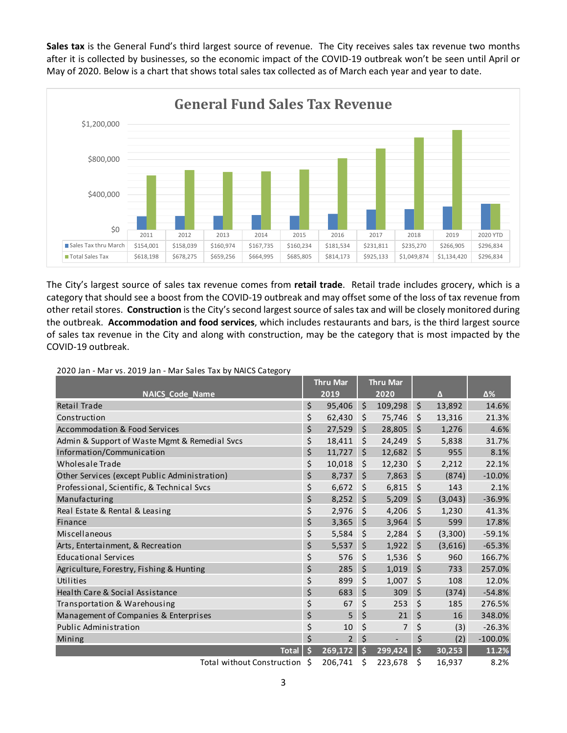**Sales tax** is the General Fund's third largest source of revenue. The City receives sales tax revenue two months after it is collected by businesses, so the economic impact of the COVID-19 outbreak won't be seen until April or May of 2020. Below is a chart that shows total sales tax collected as of March each year and year to date.

**General Fund Sales Tax Revenue**

| | 2011 | 2012 | 2013 | 2014 | 2015 | 2016 | 2017 | 2018 | 2019 | 2020 YTD |
|---|---|---|---|---|---|---|---|---|---|---|
| Sales Tax thru March | $154,001 | $158,039 | $160,974 | $167,735 | $160,234 | $181,534 | $231,811 | $235,270 | $266,905 | $296,834 |
| Total Sales Tax | $618,198 | $678,275 | $659,256 | $664,995 | $685,805 | $814,173 | $925,133 | $1,049,874 | $1,134,420 | $296,834 |

The City's largest source of sales tax revenue comes from **retail trade**. Retail trade includes grocery, which is a category that should see a boost from the COVID-19 outbreak and may offset some of the loss of tax revenue from other retail stores. **Construction** is the City's second largest source of sales tax and will be closely monitored during the outbreak. **Accommodation and food services**, which includes restaurants and bars, is the third largest source of sales tax revenue in the City and along with construction, may be the category that is most impacted by the COVID-19 outbreak.

2020 Jan - Mar vs. 2019 Jan - Mar Sales Tax by NAICS Category

| NAICS_Code_Name | Thru Mar 2019 | Thru Mar 2020 | Δ | Δ% |
|---|---|---|---|---|
| Retail Trade | $ 95,406 | $ 109,298 | $ 13,892 | 14.6% |
| Construction | $ 62,430 | $ 75,746 | $ 13,316 | 21.3% |
| Accommodation & Food Services | $ 27,529 | $ 28,805 | $ 1,276 | 4.6% |
| Admin & Support of Waste Mgmt & Remedial Svcs | $ 18,411 | $ 24,249 | $ 5,838 | 31.7% |
| Information/Communication | $ 11,727 | $ 12,682 | $ 955 | 8.1% |
| Wholesale Trade | $ 10,018 | $ 12,230 | $ 2,212 | 22.1% |
| Other Services (except Public Administration) | $ 8,737 | $ 7,863 | $ (874) | -10.0% |
| Professional, Scientific, & Technical Svcs | $ 6,672 | $ 6,815 | $ 143 | 2.1% |
| Manufacturing | $ 8,252 | $ 5,209 | $ (3,043) | -36.9% |
| Real Estate & Rental & Leasing | $ 2,976 | $ 4,206 | $ 1,230 | 41.3% |
| Finance | $ 3,365 | $ 3,964 | $ 599 | 17.8% |
| Miscellaneous | $ 5,584 | $ 2,284 | $ (3,300) | -59.1% |
| Arts, Entertainment, & Recreation | $ 5,537 | $ 1,922 | $ (3,616) | -65.3% |
| Educational Services | $ 576 | $ 1,536 | $ 960 | 166.7% |
| Agriculture, Forestry, Fishing & Hunting | $ 285 | $ 1,019 | $ 733 | 257.0% |
| Utilities | $ 899 | $ 1,007 | $ 108 | 12.0% |
| Health Care & Social Assistance | $ 683 | $ 309 | $ (374) | -54.8% |
| Transportation & Warehousing | $ 67 | $ 253 | $ 185 | 276.5% |
| Management of Companies & Enterprises | $ 5 | $ 21 | $ 16 | 348.0% |
| Public Administration | $ 10 | $ 7 | $ (3) | -26.3% |
| Mining | $ 2 | $ - | $ (2) | -100.0% |
| **Total** | **$ 269,172** | **$ 299,424** | **$ 30,253** | **11.2%** |
| Total without Construction | $ 206,741 | $ 223,678 | $ 16,937 | 8.2% |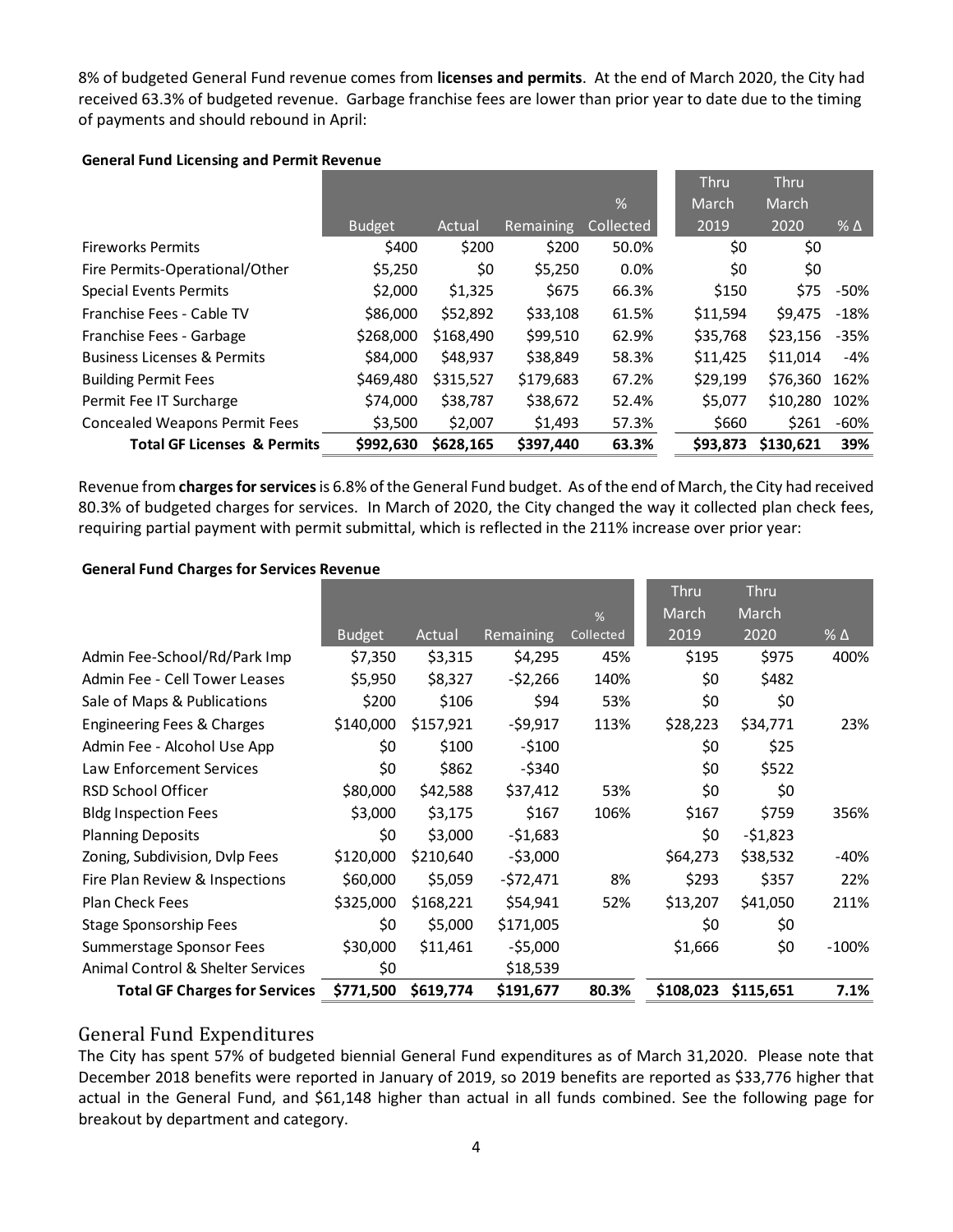8% of budgeted General Fund revenue comes from **licenses and permits**. At the end of March 2020, the City had received 63.3% of budgeted revenue. Garbage franchise fees are lower than prior year to date due to the timing of payments and should rebound in April:

**General Fund Licensing and Permit Revenue**

| | Budget | Actual | Remaining | % Collected | Thru March 2019 | Thru March 2020 | % Δ |
|---|---|---|---|---|---|---|---|
| Fireworks Permits | $400 | $200 | $200 | 50.0% | $0 | $0 | |
| Fire Permits-Operational/Other | $5,250 | $0 | $5,250 | 0.0% | $0 | $0 | |
| Special Events Permits | $2,000 | $1,325 | $675 | 66.3% | $150 | $75 | -50% |
| Franchise Fees - Cable TV | $86,000 | $52,892 | $33,108 | 61.5% | $11,594 | $9,475 | -18% |
| Franchise Fees - Garbage | $268,000 | $168,490 | $99,510 | 62.9% | $35,768 | $23,156 | -35% |
| Business Licenses & Permits | $84,000 | $48,937 | $38,849 | 58.3% | $11,425 | $11,014 | -4% |
| Building Permit Fees | $469,480 | $315,527 | $179,683 | 67.2% | $29,199 | $76,360 | 162% |
| Permit Fee IT Surcharge | $74,000 | $38,787 | $38,672 | 52.4% | $5,077 | $10,280 | 102% |
| Concealed Weapons Permit Fees | $3,500 | $2,007 | $1,493 | 57.3% | $660 | $261 | -60% |
| **Total GF Licenses & Permits** | **$992,630** | **$628,165** | **$397,440** | **63.3%** | **$93,873** | **$130,621** | **39%** |

Revenue from **charges for services** is 6.8% of the General Fund budget. As of the end of March, the City had received 80.3% of budgeted charges for services. In March of 2020, the City changed the way it collected plan check fees, requiring partial payment with permit submittal, which is reflected in the 211% increase over prior year:

**General Fund Charges for Services Revenue**

| | Budget | Actual | Remaining | % Collected | Thru March 2019 | Thru March 2020 | % Δ |
|---|---|---|---|---|---|---|---|
| Admin Fee-School/Rd/Park Imp | $7,350 | $3,315 | $4,295 | 45% | $195 | $975 | 400% |
| Admin Fee - Cell Tower Leases | $5,950 | $8,327 | -$2,266 | 140% | $0 | $482 | |
| Sale of Maps & Publications | $200 | $106 | $94 | 53% | $0 | $0 | |
| Engineering Fees & Charges | $140,000 | $157,921 | -$9,917 | 113% | $28,223 | $34,771 | 23% |
| Admin Fee - Alcohol Use App | $0 | $100 | -$100 | | $0 | $25 | |
| Law Enforcement Services | $0 | $862 | -$340 | | $0 | $522 | |
| RSD School Officer | $80,000 | $42,588 | $37,412 | 53% | $0 | $0 | |
| Bldg Inspection Fees | $3,000 | $3,175 | $167 | 106% | $167 | $759 | 356% |
| Planning Deposits | $0 | $3,000 | -$1,683 | | $0 | -$1,823 | |
| Zoning, Subdivision, Dvlp Fees | $120,000 | $210,640 | -$3,000 | | $64,273 | $38,532 | -40% |
| Fire Plan Review & Inspections | $60,000 | $5,059 | -$72,471 | 8% | $293 | $357 | 22% |
| Plan Check Fees | $325,000 | $168,221 | $54,941 | 52% | $13,207 | $41,050 | 211% |
| Stage Sponsorship Fees | $0 | $5,000 | $171,005 | | $0 | $0 | |
| Summerstage Sponsor Fees | $30,000 | $11,461 | -$5,000 | | $1,666 | $0 | -100% |
| Animal Control & Shelter Services | $0 | | $18,539 | | | | |
| **Total GF Charges for Services** | **$771,500** | **$619,774** | **$191,677** | **80.3%** | **$108,023** | **$115,651** | **7.1%** |

## General Fund Expenditures

The City has spent 57% of budgeted biennial General Fund expenditures as of March 31,2020. Please note that December 2018 benefits were reported in January of 2019, so 2019 benefits are reported as $33,776 higher that actual in the General Fund, and $61,148 higher than actual in all funds combined. See the following page for breakout by department and category.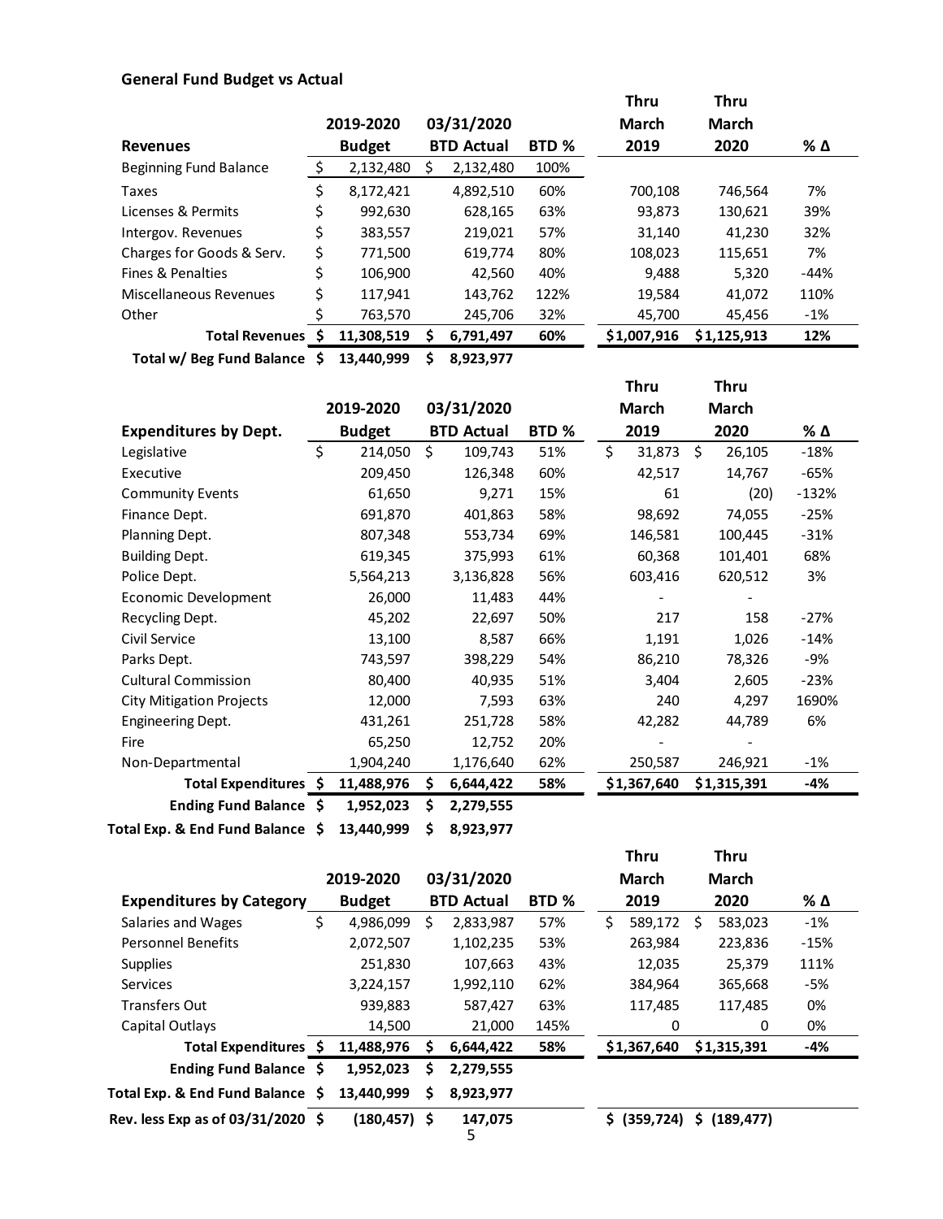## General Fund Budget vs Actual

| Revenues | 2019-2020 Budget | 03/31/2020 BTD Actual | BTD % | Thru March 2019 | Thru March 2020 | % Δ |
|---|---|---|---|---|---|---|
| Beginning Fund Balance | $ 2,132,480 | $ 2,132,480 | 100% | | | |
| Taxes | $ 8,172,421 | 4,892,510 | 60% | 700,108 | 746,564 | 7% |
| Licenses & Permits | $ 992,630 | 628,165 | 63% | 93,873 | 130,621 | 39% |
| Intergov. Revenues | $ 383,557 | 219,021 | 57% | 31,140 | 41,230 | 32% |
| Charges for Goods & Serv. | $ 771,500 | 619,774 | 80% | 108,023 | 115,651 | 7% |
| Fines & Penalties | $ 106,900 | 42,560 | 40% | 9,488 | 5,320 | -44% |
| Miscellaneous Revenues | $ 117,941 | 143,762 | 122% | 19,584 | 41,072 | 110% |
| Other | $ 763,570 | 245,706 | 32% | 45,700 | 45,456 | -1% |
| **Total Revenues** | **$ 11,308,519** | **$ 6,791,497** | **60%** | **$1,007,916** | **$1,125,913** | **12%** |
| **Total w/ Beg Fund Balance** | **$ 13,440,999** | **$ 8,923,977** | | | | |

| Expenditures by Dept. | 2019-2020 Budget | 03/31/2020 BTD Actual | BTD % | Thru March 2019 | Thru March 2020 | % Δ |
|---|---|---|---|---|---|---|
| Legislative | $ 214,050 | $ 109,743 | 51% | $ 31,873 | $ 26,105 | -18% |
| Executive | 209,450 | 126,348 | 60% | 42,517 | 14,767 | -65% |
| Community Events | 61,650 | 9,271 | 15% | 61 | (20) | -132% |
| Finance Dept. | 691,870 | 401,863 | 58% | 98,692 | 74,055 | -25% |
| Planning Dept. | 807,348 | 553,734 | 69% | 146,581 | 100,445 | -31% |
| Building Dept. | 619,345 | 375,993 | 61% | 60,368 | 101,401 | 68% |
| Police Dept. | 5,564,213 | 3,136,828 | 56% | 603,416 | 620,512 | 3% |
| Economic Development | 26,000 | 11,483 | 44% | - | - | |
| Recycling Dept. | 45,202 | 22,697 | 50% | 217 | 158 | -27% |
| Civil Service | 13,100 | 8,587 | 66% | 1,191 | 1,026 | -14% |
| Parks Dept. | 743,597 | 398,229 | 54% | 86,210 | 78,326 | -9% |
| Cultural Commission | 80,400 | 40,935 | 51% | 3,404 | 2,605 | -23% |
| City Mitigation Projects | 12,000 | 7,593 | 63% | 240 | 4,297 | 1690% |
| Engineering Dept. | 431,261 | 251,728 | 58% | 42,282 | 44,789 | 6% |
| Fire | 65,250 | 12,752 | 20% | - | - | |
| Non-Departmental | 1,904,240 | 1,176,640 | 62% | 250,587 | 246,921 | -1% |
| **Total Expenditures** | **$ 11,488,976** | **$ 6,644,422** | **58%** | **$1,367,640** | **$1,315,391** | **-4%** |
| **Ending Fund Balance** | **$ 1,952,023** | **$ 2,279,555** | | | | |
| **Total Exp. & End Fund Balance** | **$ 13,440,999** | **$ 8,923,977** | | | | |

| Expenditures by Category | 2019-2020 Budget | 03/31/2020 BTD Actual | BTD % | Thru March 2019 | Thru March 2020 | % Δ |
|---|---|---|---|---|---|---|
| Salaries and Wages | $ 4,986,099 | $ 2,833,987 | 57% | $ 589,172 | $ 583,023 | -1% |
| Personnel Benefits | 2,072,507 | 1,102,235 | 53% | 263,984 | 223,836 | -15% |
| Supplies | 251,830 | 107,663 | 43% | 12,035 | 25,379 | 111% |
| Services | 3,224,157 | 1,992,110 | 62% | 384,964 | 365,668 | -5% |
| Transfers Out | 939,883 | 587,427 | 63% | 117,485 | 117,485 | 0% |
| Capital Outlays | 14,500 | 21,000 | 145% | 0 | 0 | 0% |
| **Total Expenditures** | **$ 11,488,976** | **$ 6,644,422** | **58%** | **$1,367,640** | **$1,315,391** | **-4%** |
| **Ending Fund Balance** | **$ 1,952,023** | **$ 2,279,555** | | | | |
| **Total Exp. & End Fund Balance** | **$ 13,440,999** | **$ 8,923,977** | | | | |
| **Rev. less Exp as of 03/31/2020** | **$ (180,457)** | **$ 147,075** | | **$ (359,724)** | **$ (189,477)** | |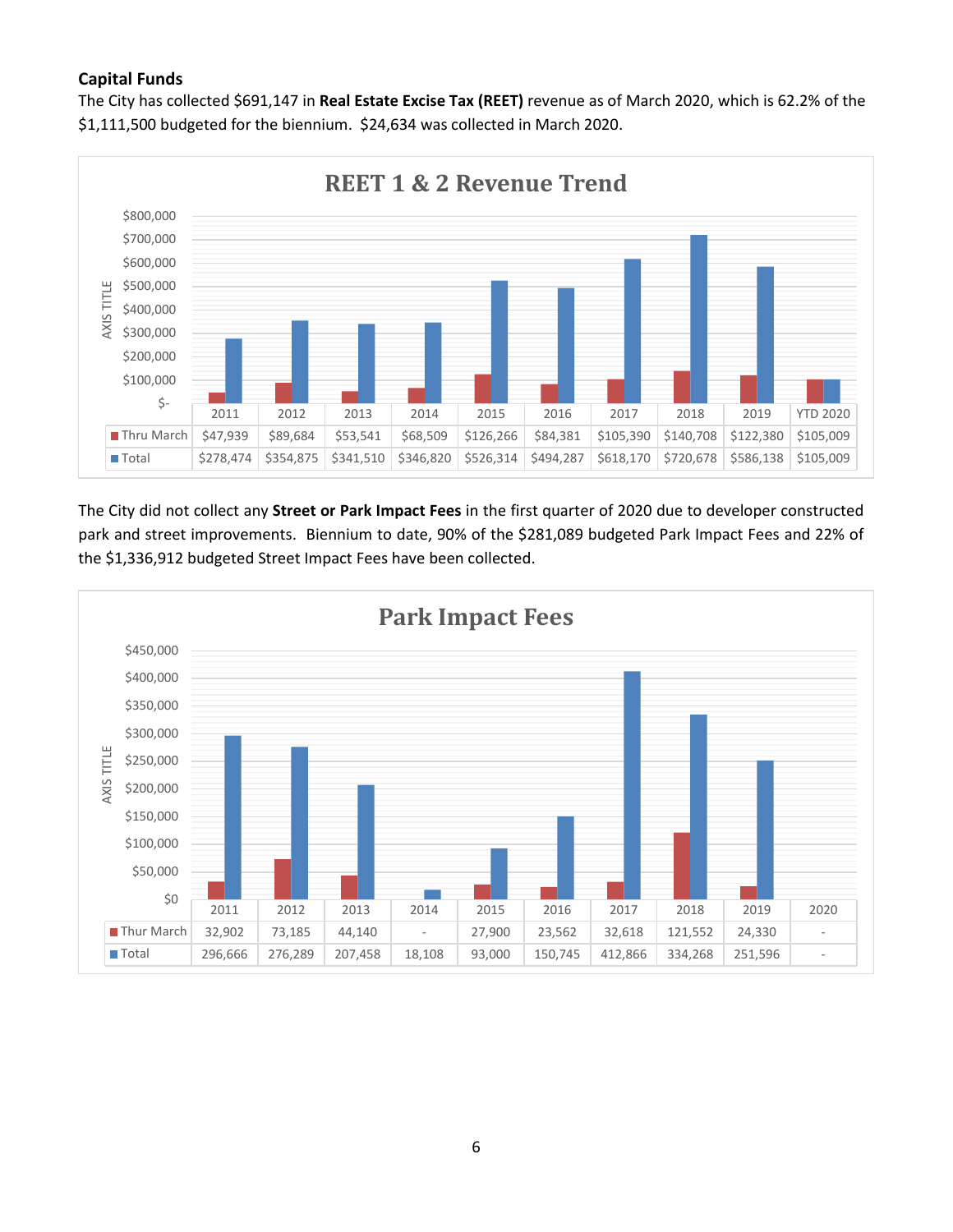**Capital Funds**

The City has collected $691,147 in **Real Estate Excise Tax (REET)** revenue as of March 2020, which is 62.2% of the $1,111,500 budgeted for the biennium. $24,634 was collected in March 2020.

**REET 1 & 2 Revenue Trend**

| | 2011 | 2012 | 2013 | 2014 | 2015 | 2016 | 2017 | 2018 | 2019 | YTD 2020 |
|---|---|---|---|---|---|---|---|---|---|---|
| Thru March | $47,939 | $89,684 | $53,541 | $68,509 | $126,266 | $84,381 | $105,390 | $140,708 | $122,380 | $105,009 |
| Total | $278,474 | $354,875 | $341,510 | $346,820 | $526,314 | $494,287 | $618,170 | $720,678 | $586,138 | $105,009 |

The City did not collect any **Street or Park Impact Fees** in the first quarter of 2020 due to developer constructed park and street improvements. Biennium to date, 90% of the $281,089 budgeted Park Impact Fees and 22% of the $1,336,912 budgeted Street Impact Fees have been collected.

**Park Impact Fees**

| | 2011 | 2012 | 2013 | 2014 | 2015 | 2016 | 2017 | 2018 | 2019 | 2020 |
|---|---|---|---|---|---|---|---|---|---|---|
| Thur March | 32,902 | 73,185 | 44,140 | - | 27,900 | 23,562 | 32,618 | 121,552 | 24,330 | - |
| Total | 296,666 | 276,289 | 207,458 | 18,108 | 93,000 | 150,745 | 412,866 | 334,268 | 251,596 | - |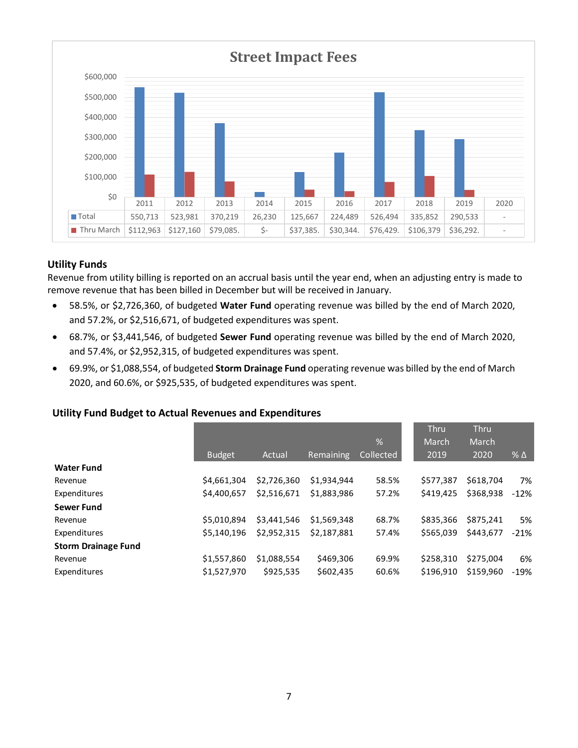## Street Impact Fees

| | 2011 | 2012 | 2013 | 2014 | 2015 | 2016 | 2017 | 2018 | 2019 | 2020 |
|---|---|---|---|---|---|---|---|---|---|---|
| Total | 550,713 | 523,981 | 370,219 | 26,230 | 125,667 | 224,489 | 526,494 | 335,852 | 290,533 | - |
| Thru March | $112,963 | $127,160 | $79,085. | $- | $37,385. | $30,344. | $76,429. | $106,379 | $36,292. | - |

### Utility Funds

Revenue from utility billing is reported on an accrual basis until the year end, when an adjusting entry is made to remove revenue that has been billed in December but will be received in January.

- 58.5%, or $2,726,360, of budgeted **Water Fund** operating revenue was billed by the end of March 2020, and 57.2%, or $2,516,671, of budgeted expenditures was spent.
- 68.7%, or $3,441,546, of budgeted **Sewer Fund** operating revenue was billed by the end of March 2020, and 57.4%, or $2,952,315, of budgeted expenditures was spent.
- 69.9%, or $1,088,554, of budgeted **Storm Drainage Fund** operating revenue was billed by the end of March 2020, and 60.6%, or $925,535, of budgeted expenditures was spent.

### Utility Fund Budget to Actual Revenues and Expenditures

| | Budget | Actual | Remaining | % Collected | Thru March 2019 | Thru March 2020 | % Δ |
|---|---|---|---|---|---|---|---|
| **Water Fund** | | | | | | | |
| Revenue | $4,661,304 | $2,726,360 | $1,934,944 | 58.5% | $577,387 | $618,704 | 7% |
| Expenditures | $4,400,657 | $2,516,671 | $1,883,986 | 57.2% | $419,425 | $368,938 | -12% |
| **Sewer Fund** | | | | | | | |
| Revenue | $5,010,894 | $3,441,546 | $1,569,348 | 68.7% | $835,366 | $875,241 | 5% |
| Expenditures | $5,140,196 | $2,952,315 | $2,187,881 | 57.4% | $565,039 | $443,677 | -21% |
| **Storm Drainage Fund** | | | | | | | |
| Revenue | $1,557,860 | $1,088,554 | $469,306 | 69.9% | $258,310 | $275,004 | 6% |
| Expenditures | $1,527,970 | $925,535 | $602,435 | 60.6% | $196,910 | $159,960 | -19% |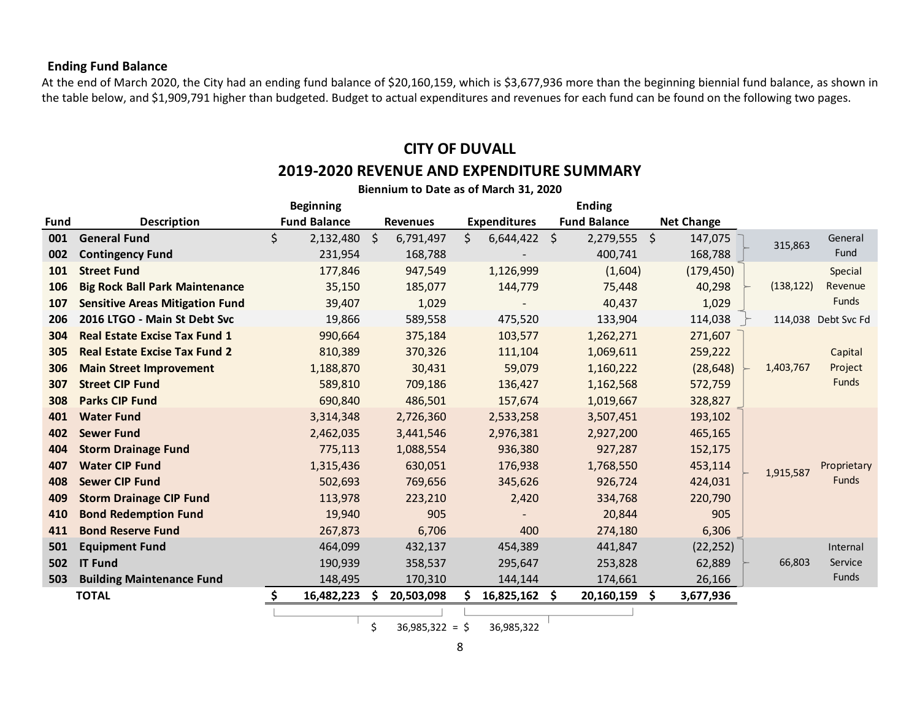### Ending Fund Balance

At the end of March 2020, the City had an ending fund balance of $20,160,159, which is $3,677,936 more than the beginning biennial fund balance, as shown in the table below, and $1,909,791 higher than budgeted. Budget to actual expenditures and revenues for each fund can be found on the following two pages.

## CITY OF DUVALL

## 2019-2020 REVENUE AND EXPENDITURE SUMMARY

**Biennium to Date as of March 31, 2020**

| Fund | Description | Beginning Fund Balance | Revenues | Expenditures | Ending Fund Balance | Net Change | | |
|---|---|---|---|---|---|---|---|---|
| 001 | **General Fund** | $ 2,132,480 | $ 6,791,497 | $ 6,644,422 | $ 2,279,555 | $ 147,075 | 315,863 | General Fund |
| 002 | **Contingency Fund** | 231,954 | 168,788 | - | 400,741 | 168,788 | | |
| 101 | **Street Fund** | 177,846 | 947,549 | 1,126,999 | (1,604) | (179,450) | (138,122) | Special Revenue Funds |
| 106 | **Big Rock Ball Park Maintenance** | 35,150 | 185,077 | 144,779 | 75,448 | 40,298 | | |
| 107 | **Sensitive Areas Mitigation Fund** | 39,407 | 1,029 | - | 40,437 | 1,029 | | |
| 206 | **2016 LTGO - Main St Debt Svc** | 19,866 | 589,558 | 475,520 | 133,904 | 114,038 | 114,038 | Debt Svc Fd |
| 304 | **Real Estate Excise Tax Fund 1** | 990,664 | 375,184 | 103,577 | 1,262,271 | 271,607 | 1,403,767 | Capital Project Funds |
| 305 | **Real Estate Excise Tax Fund 2** | 810,389 | 370,326 | 111,104 | 1,069,611 | 259,222 | | |
| 306 | **Main Street Improvement** | 1,188,870 | 30,431 | 59,079 | 1,160,222 | (28,648) | | |
| 307 | **Street CIP Fund** | 589,810 | 709,186 | 136,427 | 1,162,568 | 572,759 | | |
| 308 | **Parks CIP Fund** | 690,840 | 486,501 | 157,674 | 1,019,667 | 328,827 | | |
| 401 | **Water Fund** | 3,314,348 | 2,726,360 | 2,533,258 | 3,507,451 | 193,102 | 1,915,587 | Proprietary Funds |
| 402 | **Sewer Fund** | 2,462,035 | 3,441,546 | 2,976,381 | 2,927,200 | 465,165 | | |
| 404 | **Storm Drainage Fund** | 775,113 | 1,088,554 | 936,380 | 927,287 | 152,175 | | |
| 407 | **Water CIP Fund** | 1,315,436 | 630,051 | 176,938 | 1,768,550 | 453,114 | | |
| 408 | **Sewer CIP Fund** | 502,693 | 769,656 | 345,626 | 926,724 | 424,031 | | |
| 409 | **Storm Drainage CIP Fund** | 113,978 | 223,210 | 2,420 | 334,768 | 220,790 | | |
| 410 | **Bond Redemption Fund** | 19,940 | 905 | - | 20,844 | 905 | | |
| 411 | **Bond Reserve Fund** | 267,873 | 6,706 | 400 | 274,180 | 6,306 | | |
| 501 | **Equipment Fund** | 464,099 | 432,137 | 454,389 | 441,847 | (22,252) | 66,803 | Internal Service Funds |
| 502 | **IT Fund** | 190,939 | 358,537 | 295,647 | 253,828 | 62,889 | | |
| 503 | **Building Maintenance Fund** | 148,495 | 170,310 | 144,144 | 174,661 | 26,166 | | |
| | **TOTAL** | **$ 16,482,223** | **$ 20,503,098** | **$ 16,825,162** | **$ 20,160,159** | **$ 3,677,936** | | |

$ 36,985,322 = $ 36,985,322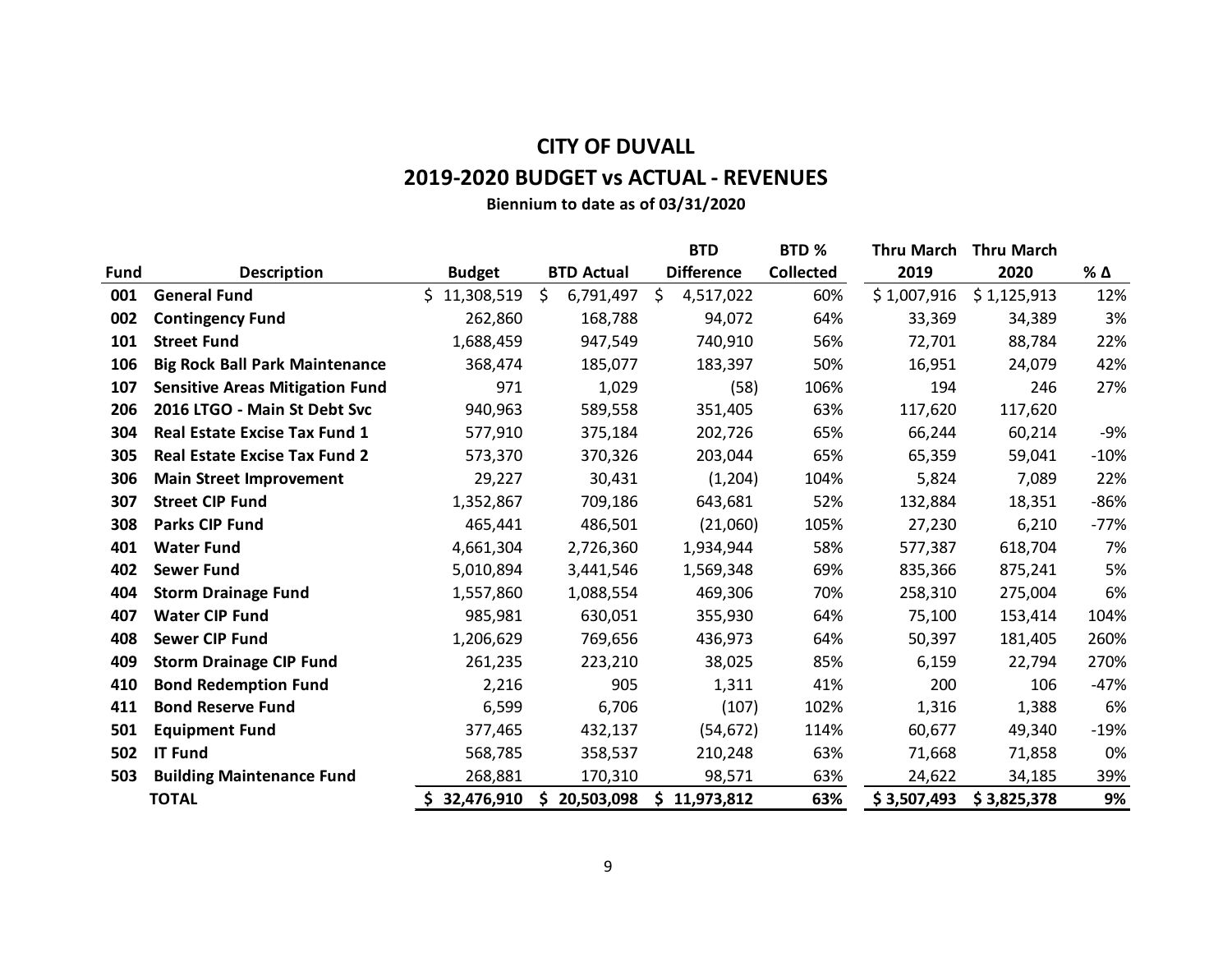# CITY OF DUVALL

## 2019-2020 BUDGET vs ACTUAL - REVENUES

**Biennium to date as of 03/31/2020**

| Fund | Description | Budget | BTD Actual | BTD Difference | BTD % Collected | Thru March 2019 | Thru March 2020 | % Δ |
|---|---|---|---|---|---|---|---|---|
| 001 | General Fund | $ 11,308,519 | $ 6,791,497 | $ 4,517,022 | 60% | $ 1,007,916 | $ 1,125,913 | 12% |
| 002 | Contingency Fund | 262,860 | 168,788 | 94,072 | 64% | 33,369 | 34,389 | 3% |
| 101 | Street Fund | 1,688,459 | 947,549 | 740,910 | 56% | 72,701 | 88,784 | 22% |
| 106 | Big Rock Ball Park Maintenance | 368,474 | 185,077 | 183,397 | 50% | 16,951 | 24,079 | 42% |
| 107 | Sensitive Areas Mitigation Fund | 971 | 1,029 | (58) | 106% | 194 | 246 | 27% |
| 206 | 2016 LTGO - Main St Debt Svc | 940,963 | 589,558 | 351,405 | 63% | 117,620 | 117,620 | |
| 304 | Real Estate Excise Tax Fund 1 | 577,910 | 375,184 | 202,726 | 65% | 66,244 | 60,214 | -9% |
| 305 | Real Estate Excise Tax Fund 2 | 573,370 | 370,326 | 203,044 | 65% | 65,359 | 59,041 | -10% |
| 306 | Main Street Improvement | 29,227 | 30,431 | (1,204) | 104% | 5,824 | 7,089 | 22% |
| 307 | Street CIP Fund | 1,352,867 | 709,186 | 643,681 | 52% | 132,884 | 18,351 | -86% |
| 308 | Parks CIP Fund | 465,441 | 486,501 | (21,060) | 105% | 27,230 | 6,210 | -77% |
| 401 | Water Fund | 4,661,304 | 2,726,360 | 1,934,944 | 58% | 577,387 | 618,704 | 7% |
| 402 | Sewer Fund | 5,010,894 | 3,441,546 | 1,569,348 | 69% | 835,366 | 875,241 | 5% |
| 404 | Storm Drainage Fund | 1,557,860 | 1,088,554 | 469,306 | 70% | 258,310 | 275,004 | 6% |
| 407 | Water CIP Fund | 985,981 | 630,051 | 355,930 | 64% | 75,100 | 153,414 | 104% |
| 408 | Sewer CIP Fund | 1,206,629 | 769,656 | 436,973 | 64% | 50,397 | 181,405 | 260% |
| 409 | Storm Drainage CIP Fund | 261,235 | 223,210 | 38,025 | 85% | 6,159 | 22,794 | 270% |
| 410 | Bond Redemption Fund | 2,216 | 905 | 1,311 | 41% | 200 | 106 | -47% |
| 411 | Bond Reserve Fund | 6,599 | 6,706 | (107) | 102% | 1,316 | 1,388 | 6% |
| 501 | Equipment Fund | 377,465 | 432,137 | (54,672) | 114% | 60,677 | 49,340 | -19% |
| 502 | IT Fund | 568,785 | 358,537 | 210,248 | 63% | 71,668 | 71,858 | 0% |
| 503 | Building Maintenance Fund | 268,881 | 170,310 | 98,571 | 63% | 24,622 | 34,185 | 39% |
| | **TOTAL** | **$ 32,476,910** | **$ 20,503,098** | **$ 11,973,812** | **63%** | **$ 3,507,493** | **$ 3,825,378** | **9%** |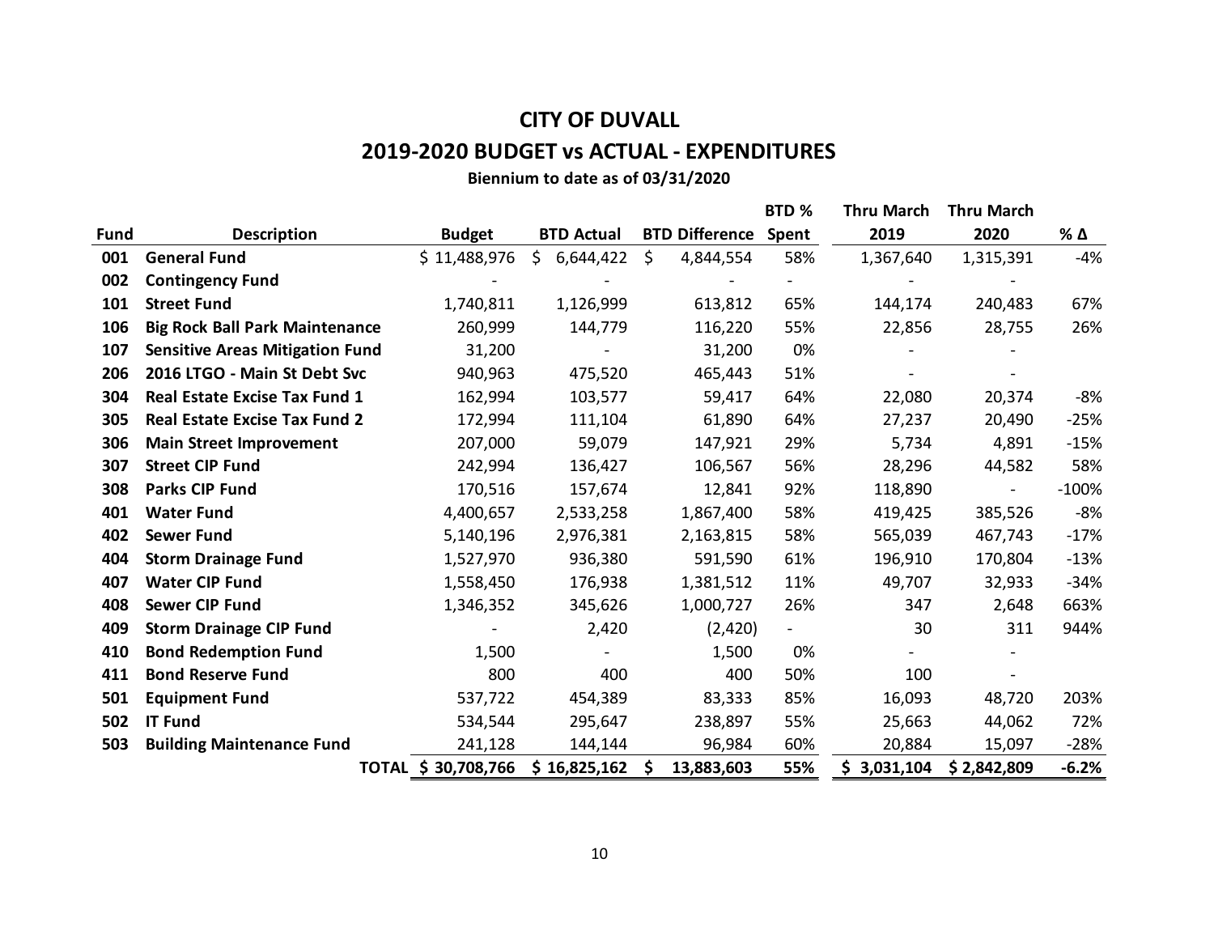# CITY OF DUVALL

## 2019-2020 BUDGET vs ACTUAL - EXPENDITURES

**Biennium to date as of 03/31/2020**

| Fund | Description | Budget | BTD Actual | BTD Difference | BTD % Spent | Thru March 2019 | Thru March 2020 | % Δ |
|---|---|---|---|---|---|---|---|---|
| 001 | General Fund | $ 11,488,976 | $ 6,644,422 | $ 4,844,554 | 58% | 1,367,640 | 1,315,391 | -4% |
| 002 | Contingency Fund | - | - | - | - | - | - | |
| 101 | Street Fund | 1,740,811 | 1,126,999 | 613,812 | 65% | 144,174 | 240,483 | 67% |
| 106 | Big Rock Ball Park Maintenance | 260,999 | 144,779 | 116,220 | 55% | 22,856 | 28,755 | 26% |
| 107 | Sensitive Areas Mitigation Fund | 31,200 | - | 31,200 | 0% | - | - | |
| 206 | 2016 LTGO - Main St Debt Svc | 940,963 | 475,520 | 465,443 | 51% | - | - | |
| 304 | Real Estate Excise Tax Fund 1 | 162,994 | 103,577 | 59,417 | 64% | 22,080 | 20,374 | -8% |
| 305 | Real Estate Excise Tax Fund 2 | 172,994 | 111,104 | 61,890 | 64% | 27,237 | 20,490 | -25% |
| 306 | Main Street Improvement | 207,000 | 59,079 | 147,921 | 29% | 5,734 | 4,891 | -15% |
| 307 | Street CIP Fund | 242,994 | 136,427 | 106,567 | 56% | 28,296 | 44,582 | 58% |
| 308 | Parks CIP Fund | 170,516 | 157,674 | 12,841 | 92% | 118,890 | - | -100% |
| 401 | Water Fund | 4,400,657 | 2,533,258 | 1,867,400 | 58% | 419,425 | 385,526 | -8% |
| 402 | Sewer Fund | 5,140,196 | 2,976,381 | 2,163,815 | 58% | 565,039 | 467,743 | -17% |
| 404 | Storm Drainage Fund | 1,527,970 | 936,380 | 591,590 | 61% | 196,910 | 170,804 | -13% |
| 407 | Water CIP Fund | 1,558,450 | 176,938 | 1,381,512 | 11% | 49,707 | 32,933 | -34% |
| 408 | Sewer CIP Fund | 1,346,352 | 345,626 | 1,000,727 | 26% | 347 | 2,648 | 663% |
| 409 | Storm Drainage CIP Fund | - | 2,420 | (2,420) | - | 30 | 311 | 944% |
| 410 | Bond Redemption Fund | 1,500 | - | 1,500 | 0% | - | - | |
| 411 | Bond Reserve Fund | 800 | 400 | 400 | 50% | 100 | - | |
| 501 | Equipment Fund | 537,722 | 454,389 | 83,333 | 85% | 16,093 | 48,720 | 203% |
| 502 | IT Fund | 534,544 | 295,647 | 238,897 | 55% | 25,663 | 44,062 | 72% |
| 503 | Building Maintenance Fund | 241,128 | 144,144 | 96,984 | 60% | 20,884 | 15,097 | -28% |
| | **TOTAL** | **$ 30,708,766** | **$ 16,825,162** | **$ 13,883,603** | **55%** | **$ 3,031,104** | **$ 2,842,809** | **-6.2%** |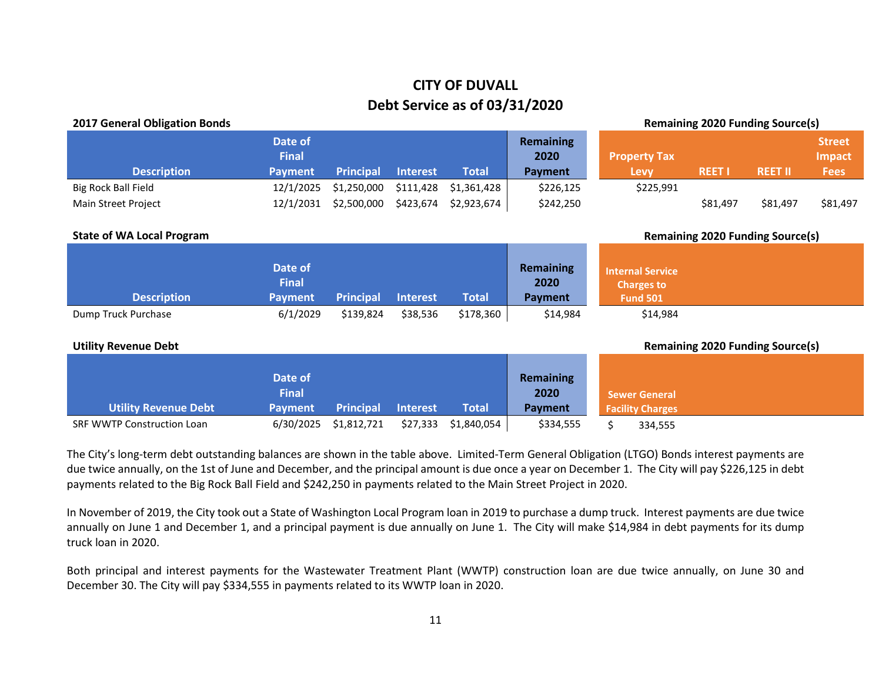# CITY OF DUVALL
## Debt Service as of 03/31/2020

**2017 General Obligation Bonds**

| Description | Date of Final Payment | Principal | Interest | Total | Remaining 2020 Payment | Property Tax Levy | REET I | REET II | Street Impact Fees |
|---|---|---|---|---|---|---|---|---|---|
| Big Rock Ball Field | 12/1/2025 | $1,250,000 | $111,428 | $1,361,428 | $226,125 | $225,991 | | | |
| Main Street Project | 12/1/2031 | $2,500,000 | $423,674 | $2,923,674 | $242,250 | | $81,497 | $81,497 | $81,497 |

Remaining 2020 Funding Source(s): Property Tax Levy, REET I, REET II, Street Impact Fees

**State of WA Local Program**

| Description | Date of Final Payment | Principal | Interest | Total | Remaining 2020 Payment | Internal Service Charges to Fund 501 |
|---|---|---|---|---|---|---|
| Dump Truck Purchase | 6/1/2029 | $139,824 | $38,536 | $178,360 | $14,984 | $14,984 |

Remaining 2020 Funding Source(s): Internal Service Charges to Fund 501

**Utility Revenue Debt**

| Utility Revenue Debt | Date of Final Payment | Principal | Interest | Total | Remaining 2020 Payment | Sewer General Facility Charges |
|---|---|---|---|---|---|---|
| SRF WWTP Construction Loan | 6/30/2025 | $1,812,721 | $27,333 | $1,840,054 | $334,555 | $ 334,555 |

Remaining 2020 Funding Source(s): Sewer General Facility Charges

The City's long-term debt outstanding balances are shown in the table above. Limited-Term General Obligation (LTGO) Bonds interest payments are due twice annually, on the 1st of June and December, and the principal amount is due once a year on December 1. The City will pay $226,125 in debt payments related to the Big Rock Ball Field and $242,250 in payments related to the Main Street Project in 2020.

In November of 2019, the City took out a State of Washington Local Program loan in 2019 to purchase a dump truck. Interest payments are due twice annually on June 1 and December 1, and a principal payment is due annually on June 1. The City will make $14,984 in debt payments for its dump truck loan in 2020.

Both principal and interest payments for the Wastewater Treatment Plant (WWTP) construction loan are due twice annually, on June 30 and December 30. The City will pay $334,555 in payments related to its WWTP loan in 2020.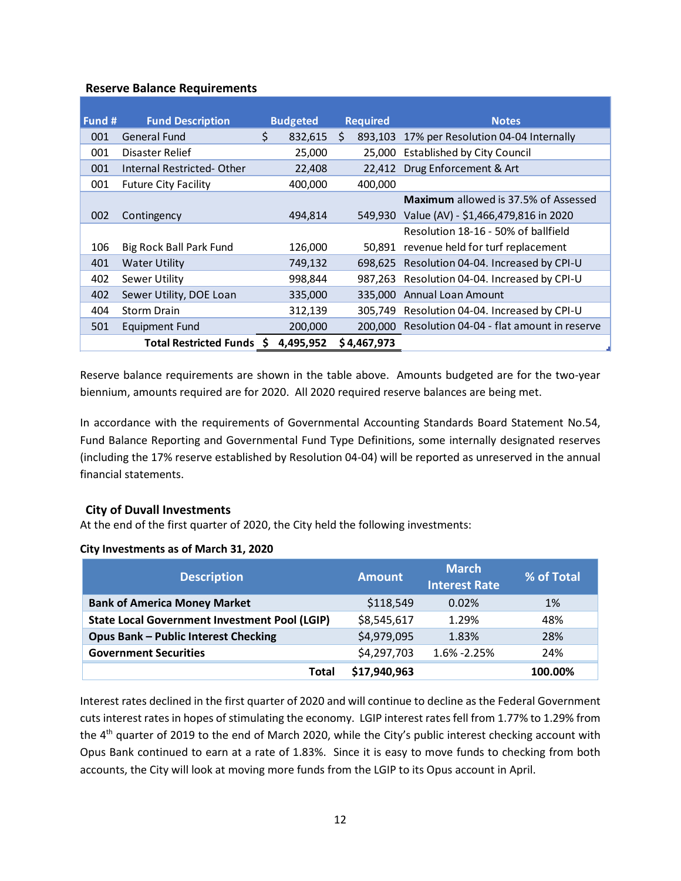**Reserve Balance Requirements**

| Fund # | Fund Description | Budgeted | Required | Notes |
|---|---|---|---|---|
| 001 | General Fund | $ 832,615 | $ 893,103 | 17% per Resolution 04-04 Internally |
| 001 | Disaster Relief | 25,000 | 25,000 | Established by City Council |
| 001 | Internal Restricted- Other | 22,408 | 22,412 | Drug Enforcement & Art |
| 001 | Future City Facility | 400,000 | 400,000 | |
| 002 | Contingency | 494,814 | 549,930 | **Maximum** allowed is 37.5% of Assessed Value (AV) - $1,466,479,816 in 2020 |
| 106 | Big Rock Ball Park Fund | 126,000 | 50,891 | Resolution 18-16 - 50% of ballfield revenue held for turf replacement |
| 401 | Water Utility | 749,132 | 698,625 | Resolution 04-04. Increased by CPI-U |
| 402 | Sewer Utility | 998,844 | 987,263 | Resolution 04-04. Increased by CPI-U |
| 402 | Sewer Utility, DOE Loan | 335,000 | 335,000 | Annual Loan Amount |
| 404 | Storm Drain | 312,139 | 305,749 | Resolution 04-04. Increased by CPI-U |
| 501 | Equipment Fund | 200,000 | 200,000 | Resolution 04-04 - flat amount in reserve |
| | **Total Restricted Funds** | **$ 4,495,952** | **$ 4,467,973** | |

Reserve balance requirements are shown in the table above. Amounts budgeted are for the two-year biennium, amounts required are for 2020. All 2020 required reserve balances are being met.

In accordance with the requirements of Governmental Accounting Standards Board Statement No.54, Fund Balance Reporting and Governmental Fund Type Definitions, some internally designated reserves (including the 17% reserve established by Resolution 04-04) will be reported as unreserved in the annual financial statements.

**City of Duvall Investments**

At the end of the first quarter of 2020, the City held the following investments:

**City Investments as of March 31, 2020**

| Description | Amount | March Interest Rate | % of Total |
|---|---|---|---|
| **Bank of America Money Market** | $118,549 | 0.02% | 1% |
| **State Local Government Investment Pool (LGIP)** | $8,545,617 | 1.29% | 48% |
| **Opus Bank – Public Interest Checking** | $4,979,095 | 1.83% | 28% |
| **Government Securities** | $4,297,703 | 1.6% -2.25% | 24% |
| **Total** | **$17,940,963** | | **100.00%** |

Interest rates declined in the first quarter of 2020 and will continue to decline as the Federal Government cuts interest rates in hopes of stimulating the economy. LGIP interest rates fell from 1.77% to 1.29% from the 4th quarter of 2019 to the end of March 2020, while the City's public interest checking account with Opus Bank continued to earn at a rate of 1.83%. Since it is easy to move funds to checking from both accounts, the City will look at moving more funds from the LGIP to its Opus account in April.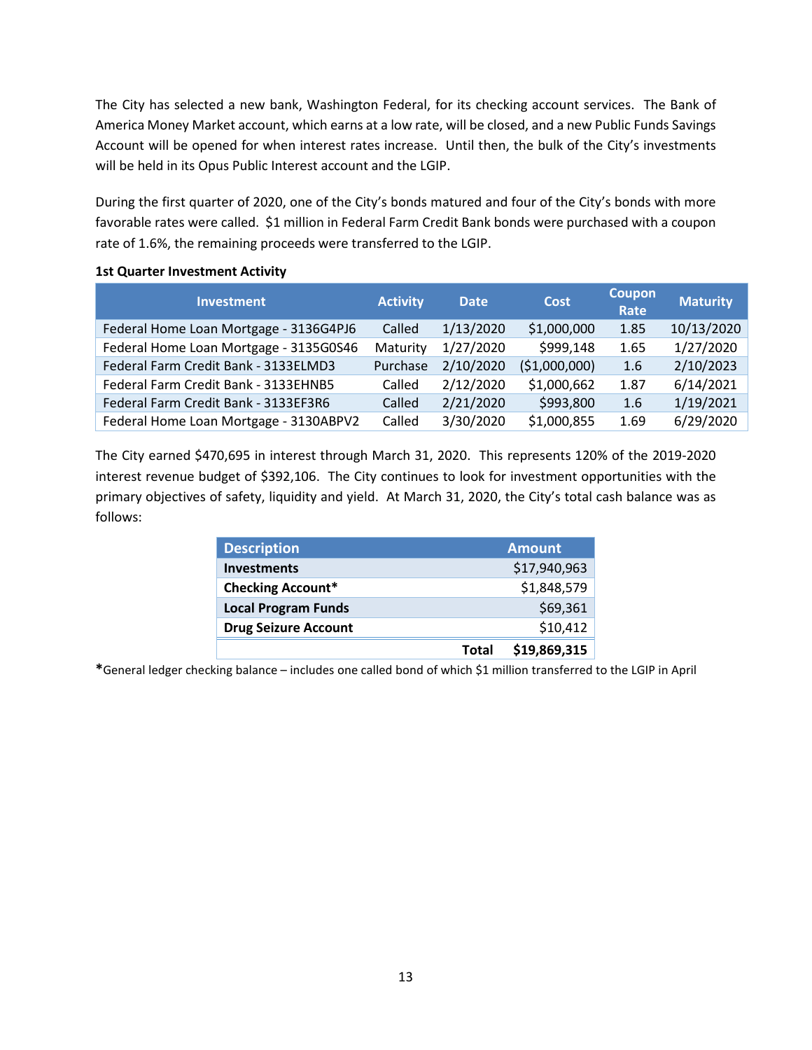The City has selected a new bank, Washington Federal, for its checking account services. The Bank of America Money Market account, which earns at a low rate, will be closed, and a new Public Funds Savings Account will be opened for when interest rates increase. Until then, the bulk of the City's investments will be held in its Opus Public Interest account and the LGIP.

During the first quarter of 2020, one of the City's bonds matured and four of the City's bonds with more favorable rates were called. $1 million in Federal Farm Credit Bank bonds were purchased with a coupon rate of 1.6%, the remaining proceeds were transferred to the LGIP.

**1st Quarter Investment Activity**

| Investment | Activity | Date | Cost | Coupon Rate | Maturity |
|---|---|---|---|---|---|
| Federal Home Loan Mortgage - 3136G4PJ6 | Called | 1/13/2020 | $1,000,000 | 1.85 | 10/13/2020 |
| Federal Home Loan Mortgage - 3135G0S46 | Maturity | 1/27/2020 | $999,148 | 1.65 | 1/27/2020 |
| Federal Farm Credit Bank - 3133ELMD3 | Purchase | 2/10/2020 | ($1,000,000) | 1.6 | 2/10/2023 |
| Federal Farm Credit Bank - 3133EHNB5 | Called | 2/12/2020 | $1,000,662 | 1.87 | 6/14/2021 |
| Federal Farm Credit Bank - 3133EF3R6 | Called | 2/21/2020 | $993,800 | 1.6 | 1/19/2021 |
| Federal Home Loan Mortgage - 3130ABPV2 | Called | 3/30/2020 | $1,000,855 | 1.69 | 6/29/2020 |

The City earned $470,695 in interest through March 31, 2020. This represents 120% of the 2019-2020 interest revenue budget of $392,106. The City continues to look for investment opportunities with the primary objectives of safety, liquidity and yield. At March 31, 2020, the City's total cash balance was as follows:

| Description | Amount |
|---|---|
| **Investments** | $17,940,963 |
| **Checking Account*** | $1,848,579 |
| **Local Program Funds** | $69,361 |
| **Drug Seizure Account** | $10,412 |
| **Total** | **$19,869,315** |

***General ledger checking balance – includes one called bond of which $1 million transferred to the LGIP in April